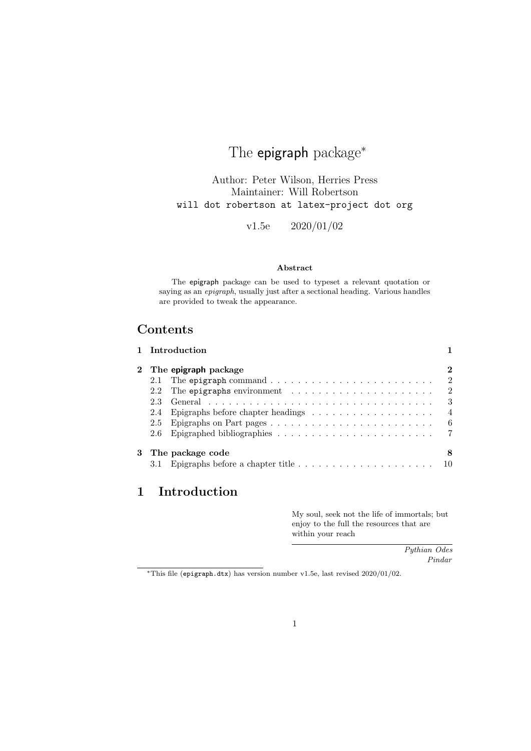# The epigraph package[*]

Author: Peter Wilson, Herries Press
Maintainer: Will Robertson
`will dot robertson at latex-project dot org`

v1.5e 2020/01/02

**Abstract**

The epigraph package can be used to typeset a relevant quotation or saying as an *epigraph*, usually just after a sectional heading. Various handles are provided to tweak the appearance.

## Contents

**1 Introduction** **1**

**2 The epigraph package** **2**
- 2.1 The `epigraph` command . . . 2
- 2.2 The `epigraphs` environment . . . 2
- 2.3 General . . . 3
- 2.4 Epigraphs before chapter headings . . . 4
- 2.5 Epigraphs on Part pages . . . 6
- 2.6 Epigraphed bibliographies . . . 7

**3 The package code** **8**
- 3.1 Epigraphs before a chapter title . . . 10

## 1 Introduction

My soul, seek not the life of immortals; but enjoy to the full the resources that are within your reach

*Pythian Odes*
*Pindar*

[*] This file (`epigraph.dtx`) has version number v1.5e, last revised 2020/01/02.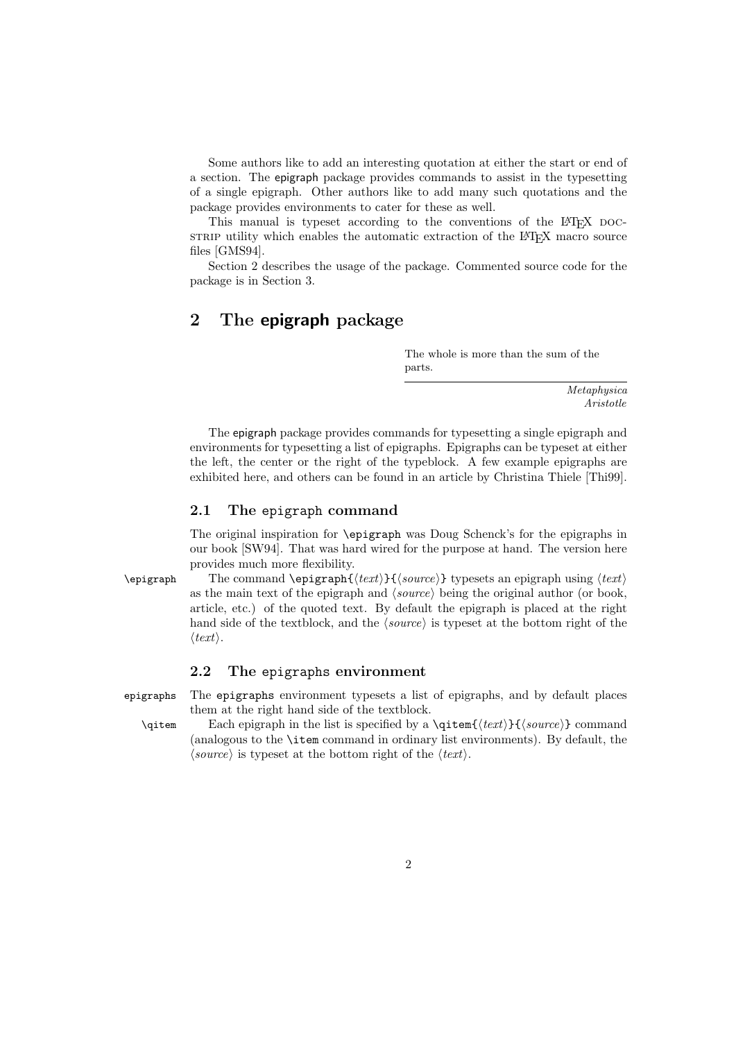Some authors like to add an interesting quotation at either the start or end of a section. The epigraph package provides commands to assist in the typesetting of a single epigraph. Other authors like to add many such quotations and the package provides environments to cater for these as well.

This manual is typeset according to the conventions of the LaTeX DOCSTRIP utility which enables the automatic extraction of the LaTeX macro source files [GMS94].

Section 2 describes the usage of the package. Commented source code for the package is in Section 3.

# 2 The epigraph package

> The whole is more than the sum of the parts.
>
> *Metaphysica*
> *Aristotle*

The epigraph package provides commands for typesetting a single epigraph and environments for typesetting a list of epigraphs. Epigraphs can be typeset at either the left, the center or the right of the typeblock. A few example epigraphs are exhibited here, and others can be found in an article by Christina Thiele [Thi99].

## 2.1 The epigraph command

The original inspiration for `\epigraph` was Doug Schenck's for the epigraphs in our book [SW94]. That was hard wired for the purpose at hand. The version here provides much more flexibility.

`\epigraph` The command `\epigraph{`⟨*text*⟩`}{`⟨*source*⟩`}` typesets an epigraph using ⟨*text*⟩ as the main text of the epigraph and ⟨*source*⟩ being the original author (or book, article, etc.) of the quoted text. By default the epigraph is placed at the right hand side of the textblock, and the ⟨*source*⟩ is typeset at the bottom right of the ⟨*text*⟩.

## 2.2 The epigraphs environment

`epigraphs` The `epigraphs` environment typesets a list of epigraphs, and by default places them at the right hand side of the textblock.

`\qitem` Each epigraph in the list is specified by a `\qitem{`⟨*text*⟩`}{`⟨*source*⟩`}` command (analogous to the `\item` command in ordinary list environments). By default, the ⟨*source*⟩ is typeset at the bottom right of the ⟨*text*⟩.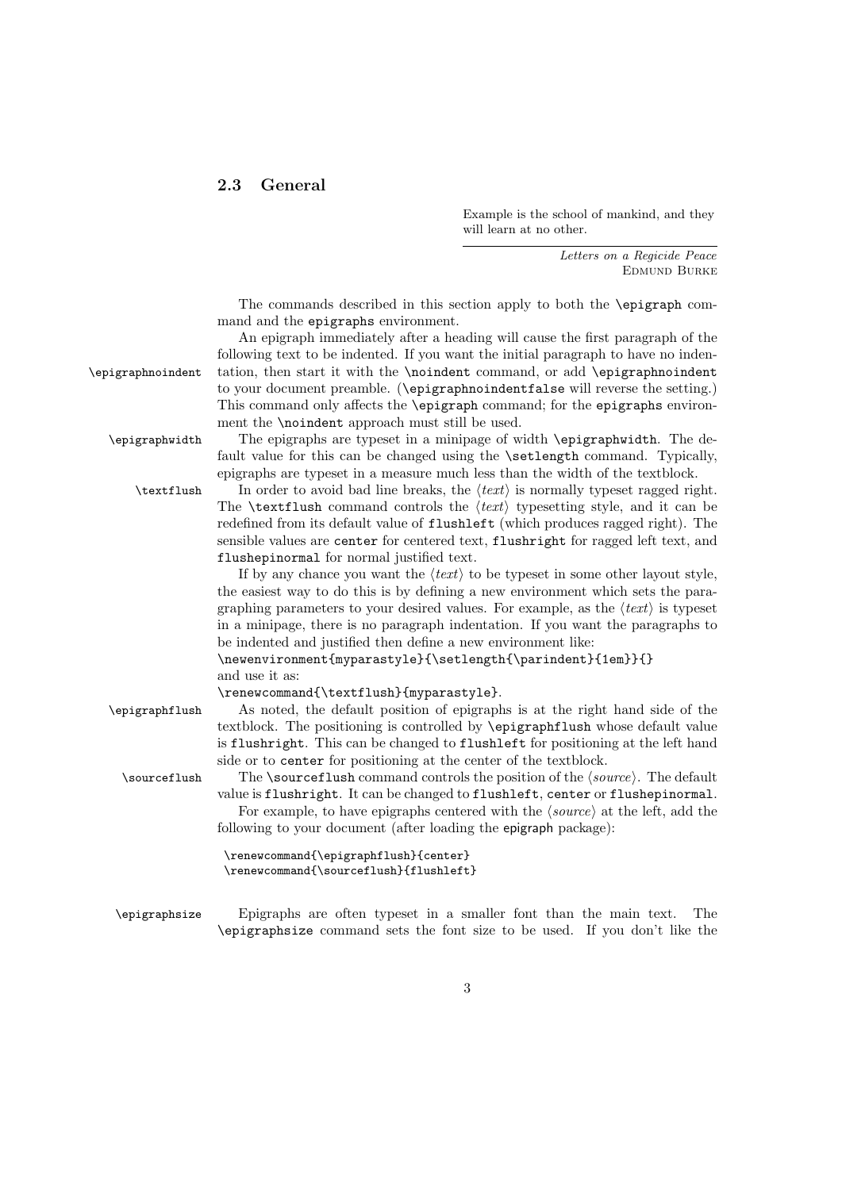## 2.3 General

> Example is the school of mankind, and they will learn at no other.
>
> *Letters on a Regicide Peace*
> EDMUND BURKE

The commands described in this section apply to both the `\epigraph` command and the `epigraphs` environment.

`\epigraphnoindent` An epigraph immediately after a heading will cause the first paragraph of the following text to be indented. If you want the initial paragraph to have no indentation, then start it with the `\noindent` command, or add `\epigraphnoindent` to your document preamble. (`\epigraphnoindentfalse` will reverse the setting.) This command only affects the `\epigraph` command; for the `epigraphs` environment the `\noindent` approach must still be used.

`\epigraphwidth` The epigraphs are typeset in a minipage of width `\epigraphwidth`. The default value for this can be changed using the `\setlength` command. Typically, epigraphs are typeset in a measure much less than the width of the textblock.

`\textflush` In order to avoid bad line breaks, the ⟨*text*⟩ is normally typeset ragged right. The `\textflush` command controls the ⟨*text*⟩ typesetting style, and it can be redefined from its default value of `flushleft` (which produces ragged right). The sensible values are `center` for centered text, `flushright` for ragged left text, and `flushepinormal` for normal justified text.

If by any chance you want the ⟨*text*⟩ to be typeset in some other layout style, the easiest way to do this is by defining a new environment which sets the paragraphing parameters to your desired values. For example, as the ⟨*text*⟩ is typeset in a minipage, there is no paragraph indentation. If you want the paragraphs to be indented and justified then define a new environment like:
`\newenvironment{myparastyle}{\setlength{\parindent}{1em}}{}`
and use it as:
`\renewcommand{\textflush}{myparastyle}`.

`\epigraphflush` As noted, the default position of epigraphs is at the right hand side of the textblock. The positioning is controlled by `\epigraphflush` whose default value is `flushright`. This can be changed to `flushleft` for positioning at the left hand side or to `center` for positioning at the center of the textblock.

`\sourceflush` The `\sourceflush` command controls the position of the ⟨*source*⟩. The default value is `flushright`. It can be changed to `flushleft`, `center` or `flushepinormal`.

For example, to have epigraphs centered with the ⟨*source*⟩ at the left, add the following to your document (after loading the epigraph package):

```
\renewcommand{\epigraphflush}{center}
\renewcommand{\sourceflush}{flushleft}
```

`\epigraphsize` Epigraphs are often typeset in a smaller font than the main text. The `\epigraphsize` command sets the font size to be used. If you don't like the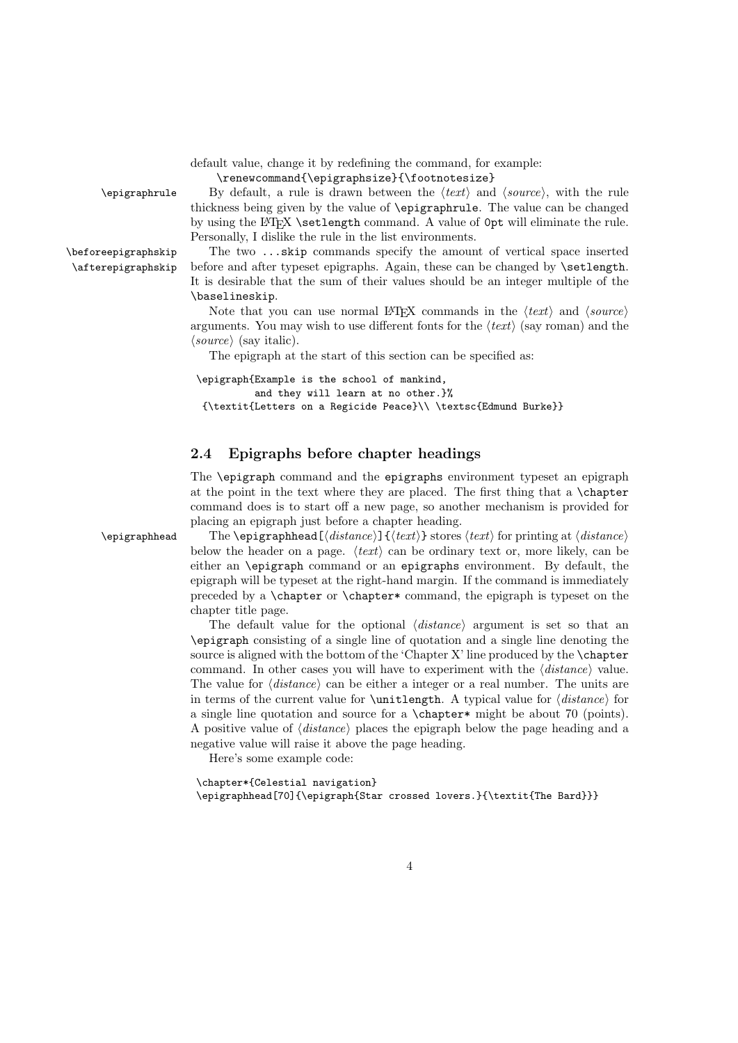default value, change it by redefining the command, for example:

```
\renewcommand{\epigraphsize}{\footnotesize}
```

`\epigraphrule` By default, a rule is drawn between the ⟨*text*⟩ and ⟨*source*⟩, with the rule thickness being given by the value of `\epigraphrule`. The value can be changed by using the LaTeX `\setlength` command. A value of `0pt` will eliminate the rule. Personally, I dislike the rule in the list environments.

`\beforeepigraphskip` `\afterepigraphskip` The two `...skip` commands specify the amount of vertical space inserted before and after typeset epigraphs. Again, these can be changed by `\setlength`. It is desirable that the sum of their values should be an integer multiple of the `\baselineskip`.

Note that you can use normal LaTeX commands in the ⟨*text*⟩ and ⟨*source*⟩ arguments. You may wish to use different fonts for the ⟨*text*⟩ (say roman) and the ⟨*source*⟩ (say italic).

The epigraph at the start of this section can be specified as:

```
\epigraph{Example is the school of mankind,
          and they will learn at no other.}%
  {\textit{Letters on a Regicide Peace}\\ \textsc{Edmund Burke}}
```

## 2.4 Epigraphs before chapter headings

The `\epigraph` command and the `epigraphs` environment typeset an epigraph at the point in the text where they are placed. The first thing that a `\chapter` command does is to start off a new page, so another mechanism is provided for placing an epigraph just before a chapter heading.

`\epigraphhead` The `\epigraphhead[`⟨*distance*⟩`]{`⟨*text*⟩`}` stores ⟨*text*⟩ for printing at ⟨*distance*⟩ below the header on a page. ⟨*text*⟩ can be ordinary text or, more likely, can be either an `\epigraph` command or an `epigraphs` environment. By default, the epigraph will be typeset at the right-hand margin. If the command is immediately preceded by a `\chapter` or `\chapter*` command, the epigraph is typeset on the chapter title page.

The default value for the optional ⟨*distance*⟩ argument is set so that an `\epigraph` consisting of a single line of quotation and a single line denoting the source is aligned with the bottom of the 'Chapter X' line produced by the `\chapter` command. In other cases you will have to experiment with the ⟨*distance*⟩ value. The value for ⟨*distance*⟩ can be either a integer or a real number. The units are in terms of the current value for `\unitlength`. A typical value for ⟨*distance*⟩ for a single line quotation and source for a `\chapter*` might be about 70 (points). A positive value of ⟨*distance*⟩ places the epigraph below the page heading and a negative value will raise it above the page heading.

Here's some example code:

```
\chapter*{Celestial navigation}
\epigraphhead[70]{\epigraph{Star crossed lovers.}{\textit{The Bard}}}
```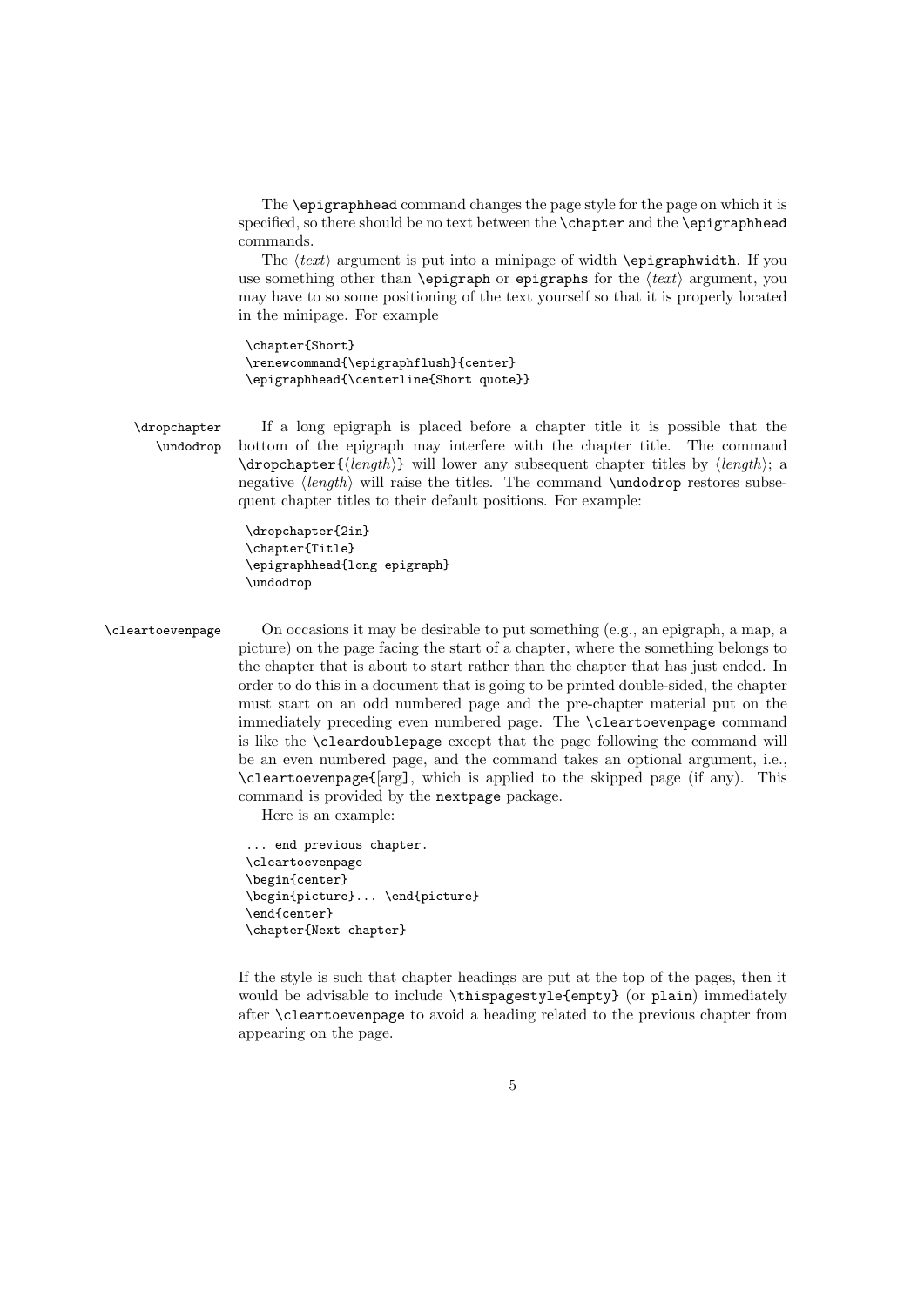The `\epigraphhead` command changes the page style for the page on which it is specified, so there should be no text between the `\chapter` and the `\epigraphhead` commands.

The ⟨*text*⟩ argument is put into a minipage of width `\epigraphwidth`. If you use something other than `\epigraph` or `epigraphs` for the ⟨*text*⟩ argument, you may have to so some positioning of the text yourself so that it is properly located in the minipage. For example

```
\chapter{Short}
\renewcommand{\epigraphflush}{center}
\epigraphhead{\centerline{Short quote}}
```

`\dropchapter` `\undodrop`

If a long epigraph is placed before a chapter title it is possible that the bottom of the epigraph may interfere with the chapter title. The command `\dropchapter{`⟨*length*⟩`}` will lower any subsequent chapter titles by ⟨*length*⟩; a negative ⟨*length*⟩ will raise the titles. The command `\undodrop` restores subsequent chapter titles to their default positions. For example:

```
\dropchapter{2in}
\chapter{Title}
\epigraphhead{long epigraph}
\undodrop
```

`\cleartoevenpage`

On occasions it may be desirable to put something (e.g., an epigraph, a map, a picture) on the page facing the start of a chapter, where the something belongs to the chapter that is about to start rather than the chapter that has just ended. In order to do this in a document that is going to be printed double-sided, the chapter must start on an odd numbered page and the pre-chapter material put on the immediately preceding even numbered page. The `\cleartoevenpage` command is like the `\cleardoublepage` except that the page following the command will be an even numbered page, and the command takes an optional argument, i.e., `\cleartoevenpage`[arg], which is applied to the skipped page (if any). This command is provided by the `nextpage` package.

Here is an example:

```
... end previous chapter.
\cleartoevenpage
\begin{center}
\begin{picture}... \end{picture}
\end{center}
\chapter{Next chapter}
```

If the style is such that chapter headings are put at the top of the pages, then it would be advisable to include `\thispagestyle{empty}` (or `plain`) immediately after `\cleartoevenpage` to avoid a heading related to the previous chapter from appearing on the page.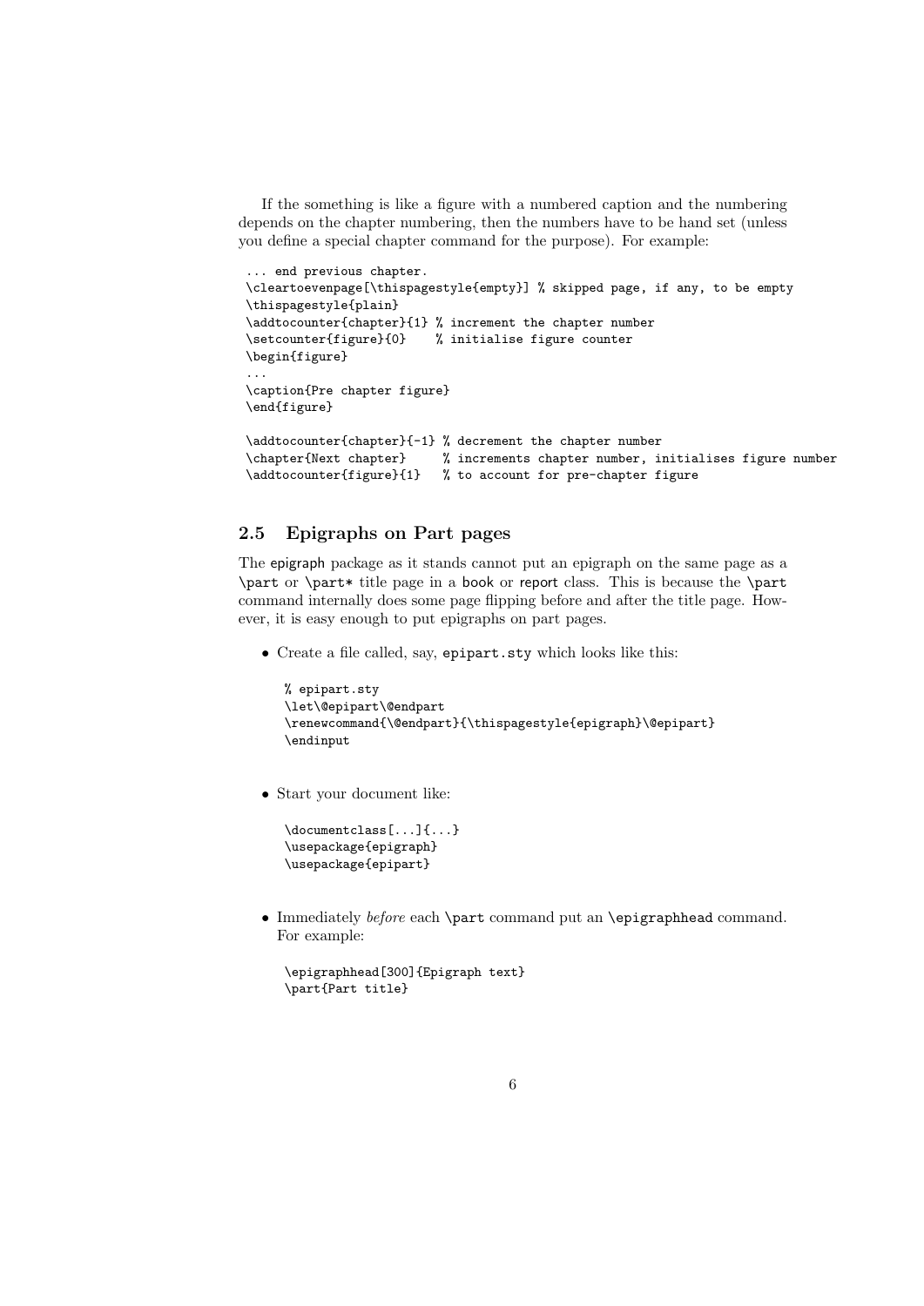If the something is like a figure with a numbered caption and the numbering depends on the chapter numbering, then the numbers have to be hand set (unless you define a special chapter command for the purpose). For example:

```
... end previous chapter.
\cleartoevenpage[\thispagestyle{empty}] % skipped page, if any, to be empty
\thispagestyle{plain}
\addtocounter{chapter}{1} % increment the chapter number
\setcounter{figure}{0}    % initialise figure counter
\begin{figure}
...
\caption{Pre chapter figure}
\end{figure}

\addtocounter{chapter}{-1} % decrement the chapter number
\chapter{Next chapter}     % increments chapter number, initialises figure number
\addtocounter{figure}{1}   % to account for pre-chapter figure
```

## 2.5 Epigraphs on Part pages

The epigraph package as it stands cannot put an epigraph on the same page as a \part or \part* title page in a book or report class. This is because the \part command internally does some page flipping before and after the title page. However, it is easy enough to put epigraphs on part pages.

- Create a file called, say, epipart.sty which looks like this:

```
% epipart.sty
\let\@epipart\@endpart
\renewcommand{\@endpart}{\thispagestyle{epigraph}\@epipart}
\endinput
```

- Start your document like:

```
\documentclass[...]{...}
\usepackage{epigraph}
\usepackage{epipart}
```

- Immediately *before* each \part command put an \epigraphhead command. For example:

```
\epigraphhead[300]{Epigraph text}
\part{Part title}
```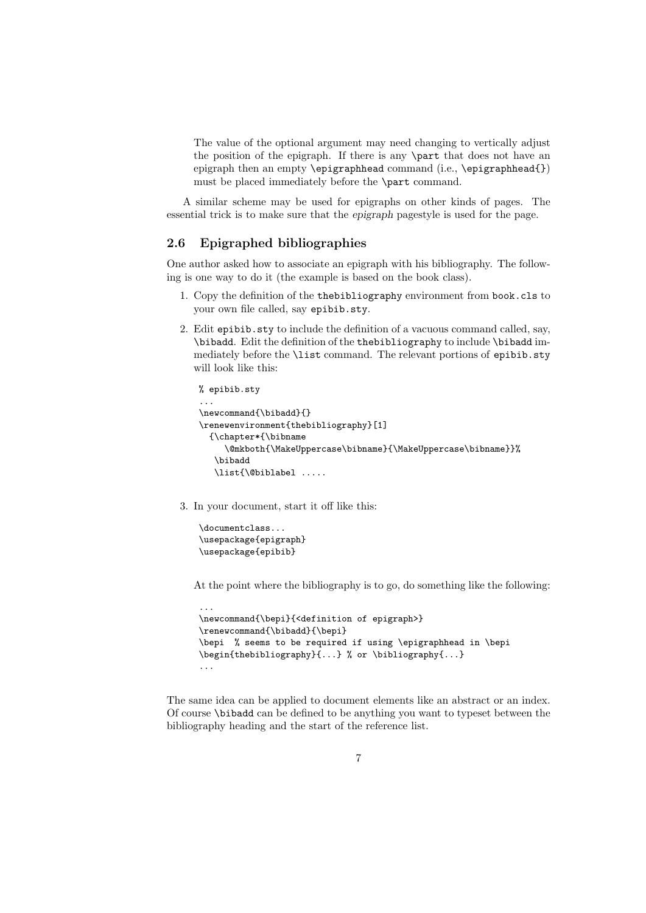The value of the optional argument may need changing to vertically adjust the position of the epigraph. If there is any `\part` that does not have an epigraph then an empty `\epigraphhead` command (i.e., `\epigraphhead{}`) must be placed immediately before the `\part` command.

A similar scheme may be used for epigraphs on other kinds of pages. The essential trick is to make sure that the *epigraph* pagestyle is used for the page.

## 2.6 Epigraphed bibliographies

One author asked how to associate an epigraph with his bibliography. The following is one way to do it (the example is based on the book class).

1. Copy the definition of the `thebibliography` environment from `book.cls` to your own file called, say `epibib.sty`.

2. Edit `epibib.sty` to include the definition of a vacuous command called, say, `\bibadd`. Edit the definition of the `thebibliography` to include `\bibadd` immediately before the `\list` command. The relevant portions of `epibib.sty` will look like this:

```
% epibib.sty
...
\newcommand{\bibadd}{}
\renewenvironment{thebibliography}[1]
  {\chapter*{\bibname
     \@mkboth{\MakeUppercase\bibname}{\MakeUppercase\bibname}}%
   \bibadd
   \list{\@biblabel .....
```

3. In your document, start it off like this:

```
\documentclass...
\usepackage{epigraph}
\usepackage{epibib}
```

   At the point where the bibliography is to go, do something like the following:

```
...
\newcommand{\bepi}{<definition of epigraph>}
\renewcommand{\bibadd}{\bepi}
\bepi  % seems to be required if using \epigraphhead in \bepi
\begin{thebibliography}{...} % or \bibliography{...}
...
```

The same idea can be applied to document elements like an abstract or an index. Of course `\bibadd` can be defined to be anything you want to typeset between the bibliography heading and the start of the reference list.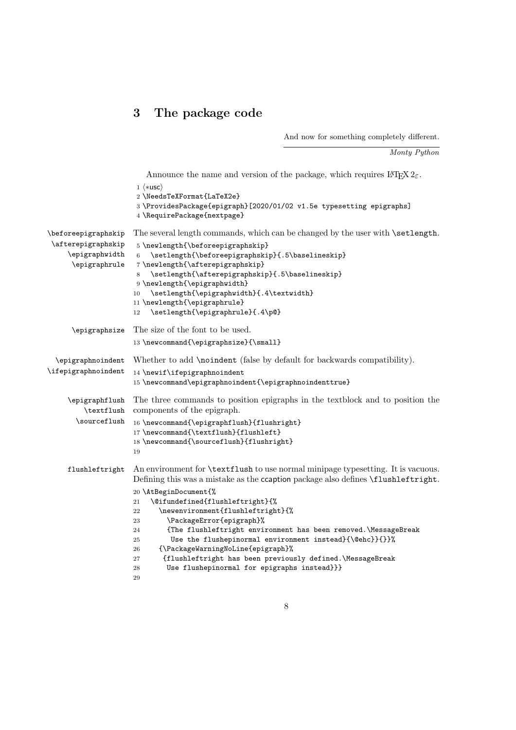## 3 The package code

And now for something completely different.

*Monty Python*

Announce the name and version of the package, which requires LaTeX $2_\varepsilon$.

```
1 ⟨*usc⟩
2 \NeedsTeXFormat{LaTeX2e}
3 \ProvidesPackage{epigraph}[2020/01/02 v1.5e typesetting epigraphs]
4 \RequirePackage{nextpage}
```

\beforeepigraphskip \afterepigraphskip \epigraphwidth \epigraphrule

The several length commands, which can be changed by the user with `\setlength`.

```
5 \newlength{\beforeepigraphskip}
6   \setlength{\beforeepigraphskip}{.5\baselineskip}
7 \newlength{\afterepigraphskip}
8   \setlength{\afterepigraphskip}{.5\baselineskip}
9 \newlength{\epigraphwidth}
10   \setlength{\epigraphwidth}{.4\textwidth}
11 \newlength{\epigraphrule}
12   \setlength{\epigraphrule}{.4\p@}
```

\epigraphsize

The size of the font to be used.

```
13 \newcommand{\epigraphsize}{\small}
```

\epigraphnoindent \ifepigraphnoindent

Whether to add `\noindent` (false by default for backwards compatibility).

```
14 \newif\ifepigraphnoindent
15 \newcommand\epigraphnoindent{\epigraphnoindenttrue}
```

\epigraphflush \textflush \sourceflush

The three commands to position epigraphs in the textblock and to position the components of the epigraph.

```
16 \newcommand{\epigraphflush}{flushright}
17 \newcommand{\textflush}{flushleft}
18 \newcommand{\sourceflush}{flushright}
19
```

flushleftright

An environment for `\textflush` to use normal minipage typesetting. It is vacuous. Defining this was a mistake as the ccaption package also defines `\flushleftright`.

```
20 \AtBeginDocument{%
21   \@ifundefined{flushleftright}{%
22     \newenvironment{flushleftright}{%
23       \PackageError{epigraph}%
24       {The flushleftright environment has been removed.\MessageBreak
25        Use the flushepinormal environment instead}{\@ehc}}{}}%
26     {\PackageWarningNoLine{epigraph}%
27      {flushleftright has been previously defined.\MessageBreak
28       Use flushepinormal for epigraphs instead}}}
29
```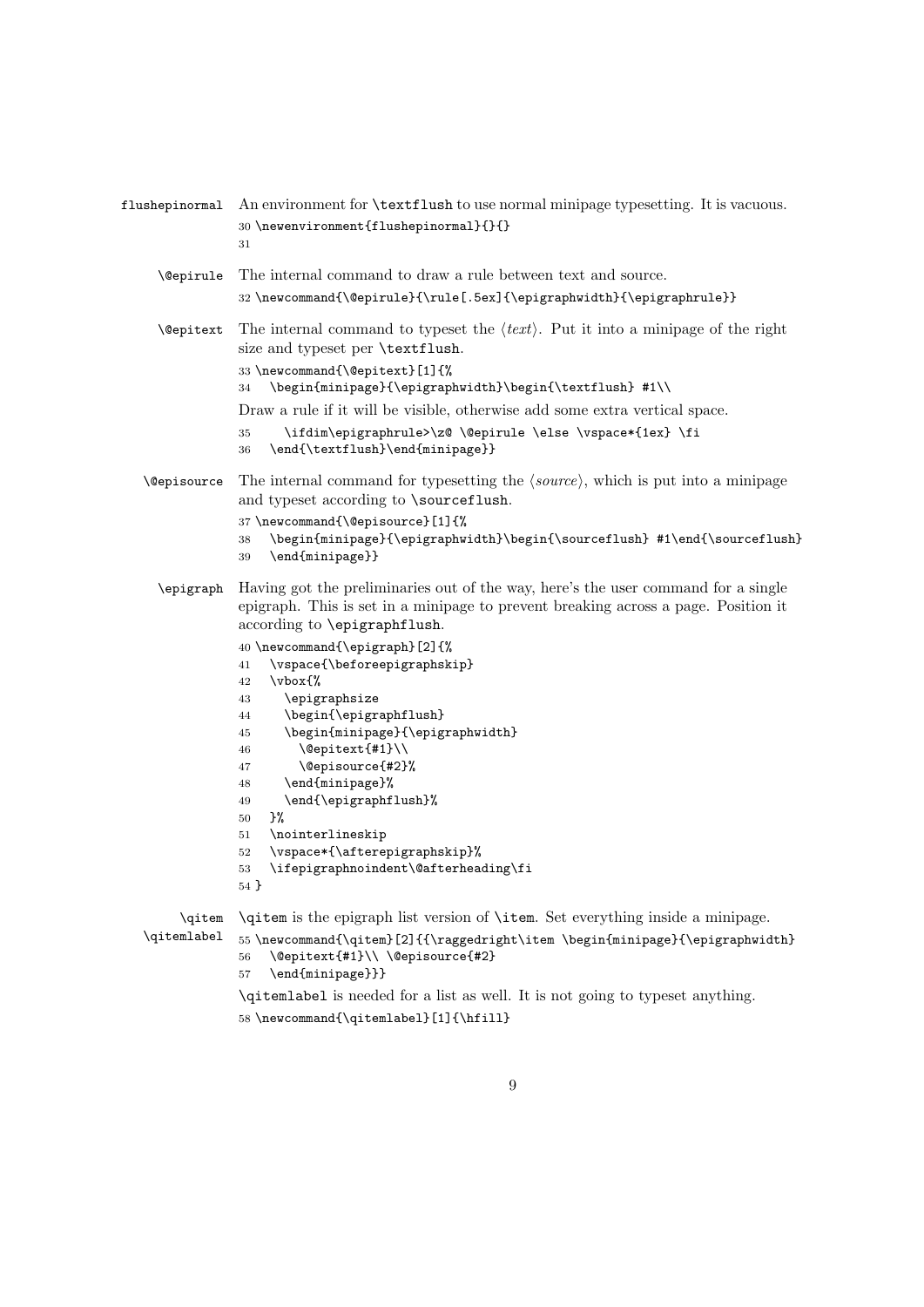**flushepinormal** An environment for `\textflush` to use normal minipage typesetting. It is vacuous.

```
30 \newenvironment{flushepinormal}{}{}
31
```

**\@epirule** The internal command to draw a rule between text and source.

```
32 \newcommand{\@epirule}{\rule[.5ex]{\epigraphwidth}{\epigraphrule}}
```

**\@epitext** The internal command to typeset the ⟨*text*⟩. Put it into a minipage of the right size and typeset per `\textflush`.

```
33 \newcommand{\@epitext}[1]{%
34   \begin{minipage}{\epigraphwidth}\begin{\textflush} #1\\
```

Draw a rule if it will be visible, otherwise add some extra vertical space.

```
35     \ifdim\epigraphrule>\z@ \@epirule \else \vspace*{1ex} \fi
36   \end{\textflush}\end{minipage}}
```

**\@episource** The internal command for typesetting the ⟨*source*⟩, which is put into a minipage and typeset according to `\sourceflush`.

```
37 \newcommand{\@episource}[1]{%
38   \begin{minipage}{\epigraphwidth}\begin{\sourceflush} #1\end{\sourceflush}
39   \end{minipage}}
```

**\epigraph** Having got the preliminaries out of the way, here's the user command for a single epigraph. This is set in a minipage to prevent breaking across a page. Position it according to `\epigraphflush`.

```
40 \newcommand{\epigraph}[2]{%
41   \vspace{\beforeepigraphskip}
42   \vbox{%
43     \epigraphsize
44     \begin{\epigraphflush}
45     \begin{minipage}{\epigraphwidth}
46       \@epitext{#1}\\
47       \@episource{#2}%
48     \end{minipage}%
49     \end{\epigraphflush}%
50   }%
51   \nointerlineskip
52   \vspace*{\afterepigraphskip}%
53   \ifepigraphnoindent\@afterheading\fi
54 }
```

**\qitem** **\qitemlabel** `\qitem` is the epigraph list version of `\item`. Set everything inside a minipage.

```
55 \newcommand{\qitem}[2]{{\raggedright\item \begin{minipage}{\epigraphwidth}
56   \@epitext{#1}\\ \@episource{#2}
57   \end{minipage}}}
```

`\qitemlabel` is needed for a list as well. It is not going to typeset anything.

```
58 \newcommand{\qitemlabel}[1]{\hfill}
```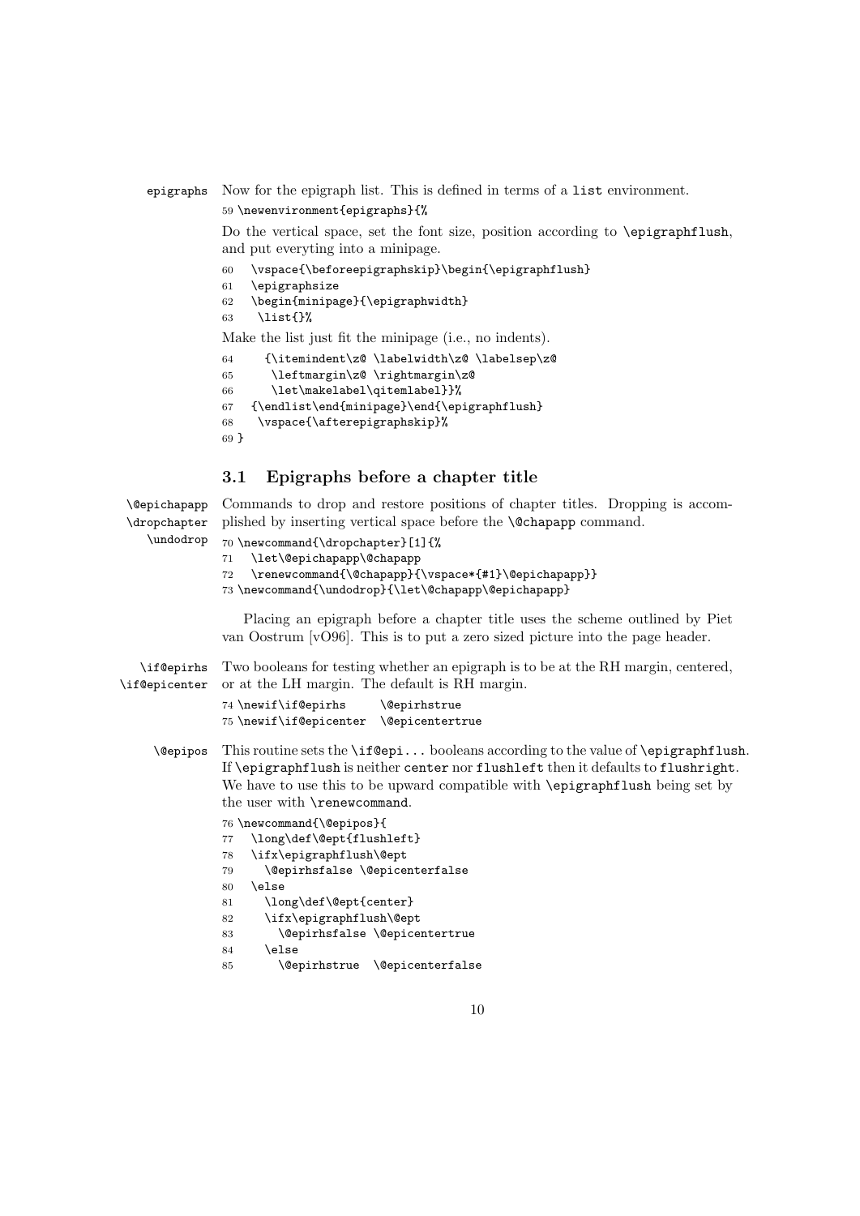epigraphs

Now for the epigraph list. This is defined in terms of a `list` environment.

```
59 \newenvironment{epigraphs}{%
```

Do the vertical space, set the font size, position according to `\epigraphflush`, and put everyting into a minipage.

```
60   \vspace{\beforeepigraphskip}\begin{\epigraphflush}
61   \epigraphsize
62   \begin{minipage}{\epigraphwidth}
63    \list{}%
```

Make the list just fit the minipage (i.e., no indents).

```
64     {\itemindent\z@ \labelwidth\z@ \labelsep\z@
65      \leftmargin\z@ \rightmargin\z@
66      \let\makelabel\qitemlabel}}%
67   {\endlist\end{minipage}\end{\epigraphflush}
68    \vspace{\afterepigraphskip}%
69 }
```

## 3.1 Epigraphs before a chapter title

\@epichapapp \dropchapter \undodrop

Commands to drop and restore positions of chapter titles. Dropping is accomplished by inserting vertical space before the `\@chapapp` command.

```
70 \newcommand{\dropchapter}[1]{%
71   \let\@epichapapp\@chapapp
72   \renewcommand{\@chapapp}{\vspace*{#1}\@epichapapp}}
73 \newcommand{\undodrop}{\let\@chapapp\@epichapapp}
```

Placing an epigraph before a chapter title uses the scheme outlined by Piet van Oostrum [vO96]. This is to put a zero sized picture into the page header.

\if@epirhs \if@epicenter

Two booleans for testing whether an epigraph is to be at the RH margin, centered, or at the LH margin. The default is RH margin.

```
74 \newif\if@epirhs     \@epirhstrue
75 \newif\if@epicenter  \@epicentertrue
```

\@epipos

This routine sets the `\if@epi...` booleans according to the value of `\epigraphflush`. If `\epigraphflush` is neither `center` nor `flushleft` then it defaults to `flushright`. We have to use this to be upward compatible with `\epigraphflush` being set by the user with `\renewcommand`.

```
76 \newcommand{\@epipos}{
77   \long\def\@ept{flushleft}
78   \ifx\epigraphflush\@ept
79     \@epirhsfalse \@epicenterfalse
80   \else
81     \long\def\@ept{center}
82     \ifx\epigraphflush\@ept
83       \@epirhsfalse \@epicentertrue
84     \else
85       \@epirhstrue  \@epicenterfalse
```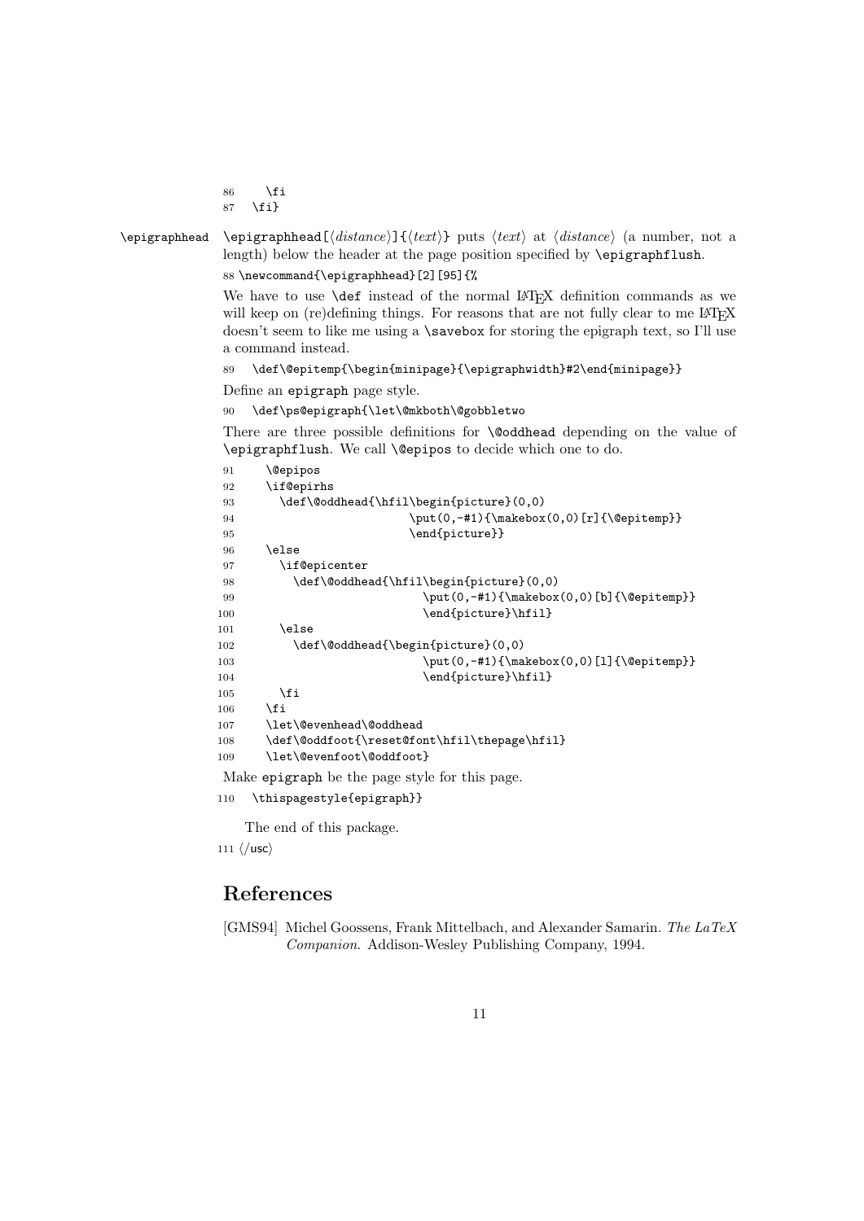```
86    \fi
87  \fi}
```

`\epigraphhead` \epigraphhead[⟨*distance*⟩]{⟨*text*⟩} puts ⟨*text*⟩ at ⟨*distance*⟩ (a number, not a length) below the header at the page position specified by `\epigraphflush`.

```
88 \newcommand{\epigraphhead}[2][95]{%
```

We have to use `\def` instead of the normal LaTeX definition commands as we will keep on (re)defining things. For reasons that are not fully clear to me LaTeX doesn't seem to like me using a `\savebox` for storing the epigraph text, so I'll use a command instead.

```
89   \def\@epitemp{\begin{minipage}{\epigraphwidth}#2\end{minipage}}
```

Define an `epigraph` page style.

```
90   \def\ps@epigraph{\let\@mkboth\@gobbletwo
```

There are three possible definitions for `\@oddhead` depending on the value of `\epigraphflush`. We call `\@epipos` to decide which one to do.

```
91     \@epipos
92     \if@epirhs
93       \def\@oddhead{\hfil\begin{picture}(0,0)
94                         \put(0,-#1){\makebox(0,0)[r]{\@epitemp}}
95                         \end{picture}}
96     \else
97       \if@epicenter
98         \def\@oddhead{\hfil\begin{picture}(0,0)
99                           \put(0,-#1){\makebox(0,0)[b]{\@epitemp}}
100                          \end{picture}\hfil}
101      \else
102        \def\@oddhead{\begin{picture}(0,0)
103                          \put(0,-#1){\makebox(0,0)[l]{\@epitemp}}
104                          \end{picture}\hfil}
105      \fi
106    \fi
107    \let\@evenhead\@oddhead
108    \def\@oddfoot{\reset@font\hfil\thepage\hfil}
109    \let\@evenfoot\@oddfoot}
```

Make `epigraph` be the page style for this page.

```
110   \thispagestyle{epigraph}}
```

The end of this package.

```
111 </usc>
```

## References

[GMS94] Michel Goossens, Frank Mittelbach, and Alexander Samarin. *The LaTeX Companion*. Addison-Wesley Publishing Company, 1994.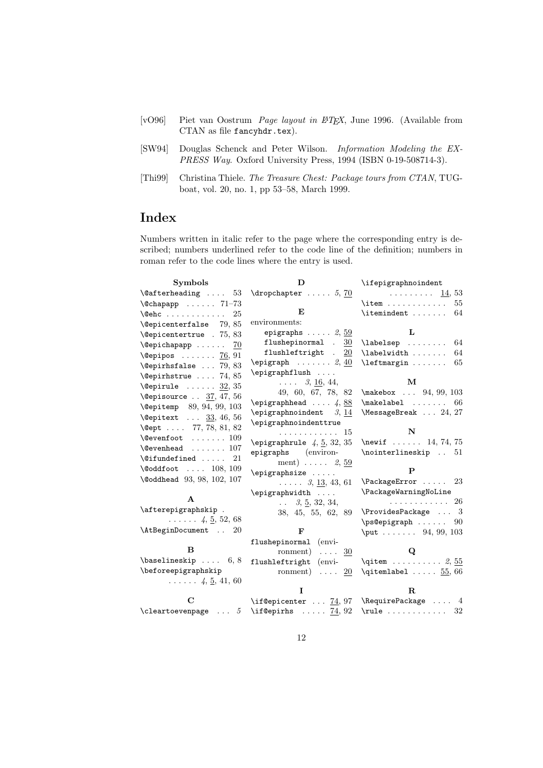[vO96] Piet van Oostrum *Page layout in LaTeX*, June 1996. (Available from CTAN as file `fancyhdr.tex`).

[SW94] Douglas Schenck and Peter Wilson. *Information Modeling the EXPRESS Way*. Oxford University Press, 1994 (ISBN 0-19-508714-3).

[Thi99] Christina Thiele. *The Treasure Chest: Package tours from CTAN*, TUGboat, vol. 20, no. 1, pp 53–58, March 1999.

# Index

Numbers written in italic refer to the page where the corresponding entry is described; numbers underlined refer to the code line of the definition; numbers in roman refer to the code lines where the entry is used.

**Symbols**

- `\@afterheading` .... 53
- `\@chapapp` ...... 71–73
- `\@ehc` ............ 25
- `\@epicenterfalse` 79, 85
- `\@epicentertrue` . 75, 83
- `\@epichapapp` ...... 70
- `\@epipos` ....... 76, 91
- `\@epirhsfalse` ... 79, 83
- `\@epirhstrue` .... 74, 85
- `\@epirule` ...... 32, 35
- `\@episource` .. 37, 47, 56
- `\@epitemp` 89, 94, 99, 103
- `\@epitext` ... 33, 46, 56
- `\@ept` .... 77, 78, 81, 82
- `\@evenfoot` ....... 109
- `\@evenhead` ....... 107
- `\@ifundefined` ..... 21
- `\@oddfoot` .... 108, 109
- `\@oddhead` 93, 98, 102, 107

**A**

- `\afterepigraphskip` . ...... *4*, 5, 52, 68
- `\AtBeginDocument` .. 20

**B**

- `\baselineskip` .... 6, 8
- `\beforeepigraphskip` ...... *4*, 5, 41, 60

**C**

- `\cleartoevenpage` ... *5*

**D**

- `\dropchapter` ..... *5*, 70

**E**

- environments:
  - `epigraphs` ..... *2*, 59
  - `flushepinormal` . 30
  - `flushleftright` . 20
- `\epigraph` ....... *2*, 40
- `\epigraphflush` .... .... *3*, 16, 44, 49, 60, 67, 78, 82
- `\epigraphhead` .... *4*, 88
- `\epigraphnoindent` *3*, 14
- `\epigraphnoindenttrue` ............ 15
- `\epigraphrule` *4*, 5, 32, 35
- `epigraphs` (environment) ..... *2*, 59
- `\epigraphsize` ..... ..... *3*, 13, 43, 61
- `\epigraphwidth` .... .. *3*, 5, 32, 34, 38, 45, 55, 62, 89

**F**

- `flushepinormal` (environment) .... 30
- `flushleftright` (environment) .... 20

**I**

- `\if@epicenter` ... 74, 97
- `\if@epirhs` ..... 74, 92
- `\ifepigraphnoindent` ......... 14, 53
- `\item` ............ 55
- `\itemindent` ....... 64

**L**

- `\labelsep` ........ 64
- `\labelwidth` ....... 64
- `\leftmargin` ....... 65

**M**

- `\makebox` ... 94, 99, 103
- `\makelabel` ....... 66
- `\MessageBreak` ... 24, 27

**N**

- `\newif` ...... 14, 74, 75
- `\nointerlineskip` .. 51

**P**

- `\PackageError` ..... 23
- `\PackageWarningNoLine` ............ 26
- `\ProvidesPackage` ... 3
- `\ps@epigraph` ...... 90
- `\put` ....... 94, 99, 103

**Q**

- `\qitem` .......... *2*, 55
- `\qitemlabel` ..... 55, 66

**R**

- `\RequirePackage` .... 4
- `\rule` ............ 32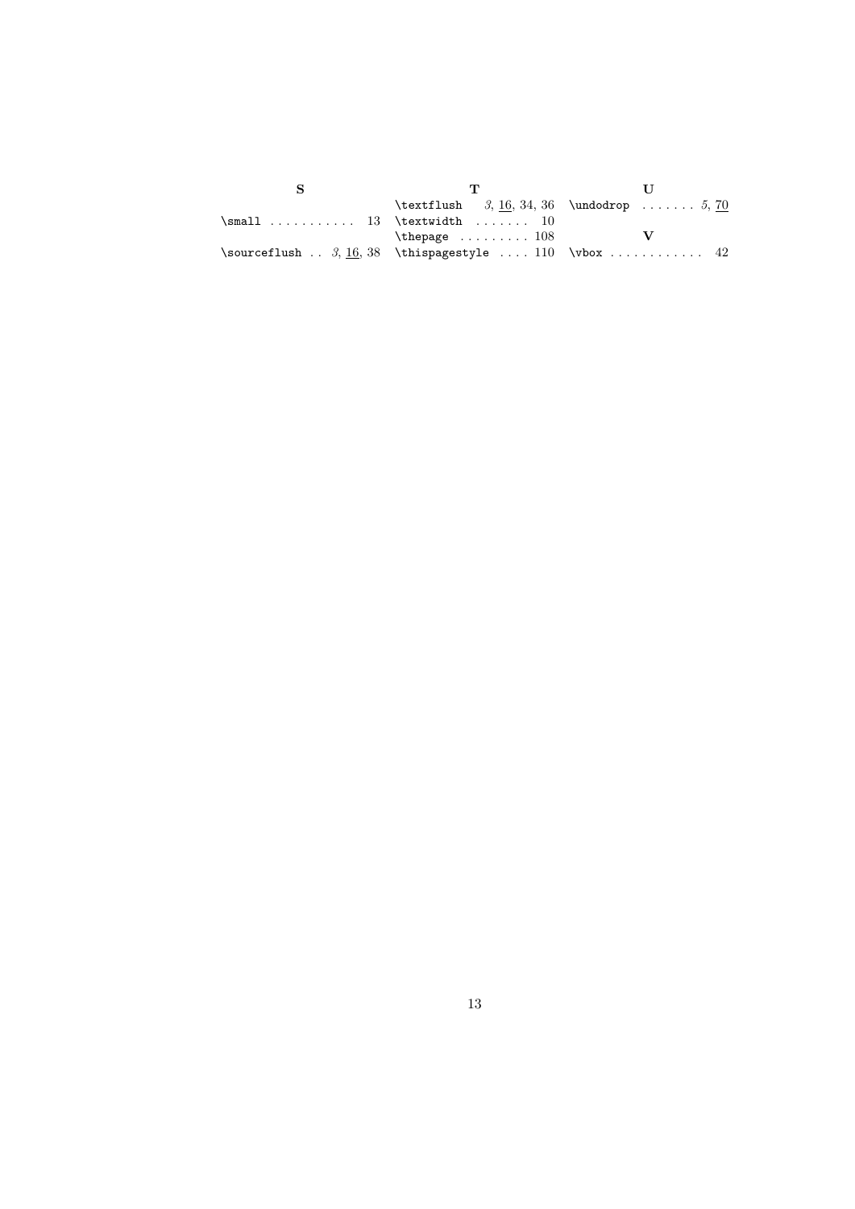**S**

\small . . . . . . . . . . . 13

\sourceflush . . *3*, 16, 38

**T**

\textflush *3*, 16, 34, 36

\textwidth . . . . . . . 10

\thepage . . . . . . . . . 108

\thispagestyle . . . . 110

**U**

\undodrop . . . . . . . *5*, 70

**V**

\vbox . . . . . . . . . . . . 42